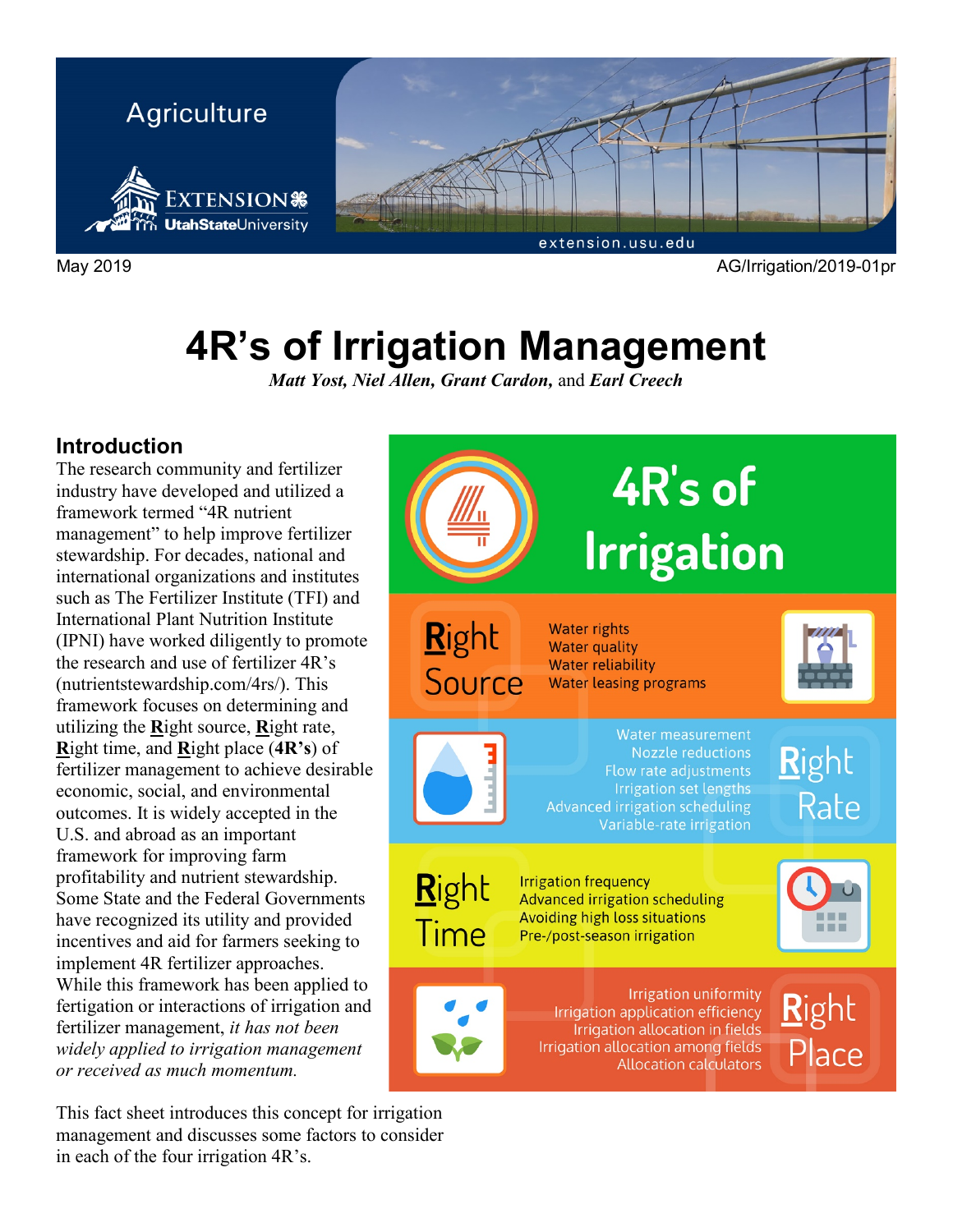Agriculture

May 2019 AG/Irrigation/2019-01pr

# 4R's of Irrigation Management

***Matt Yost, Niel Allen, Grant Cardon,*** *and* ***Earl Creech***

## Introduction

The research community and fertilizer industry have developed and utilized a framework termed "4R nutrient management" to help improve fertilizer stewardship. For decades, national and international organizations and institutes such as The Fertilizer Institute (TFI) and International Plant Nutrition Institute (IPNI) have worked diligently to promote the research and use of fertilizer 4R's (nutrientstewardship.com/4rs/). This framework focuses on determining and utilizing the **R**ight source, **R**ight rate, **R**ight time, and **R**ight place (**4R's**) of fertilizer management to achieve desirable economic, social, and environmental outcomes. It is widely accepted in the U.S. and abroad as an important framework for improving farm profitability and nutrient stewardship. Some State and the Federal Governments have recognized its utility and provided incentives and aid for farmers seeking to implement 4R fertilizer approaches. While this framework has been applied to fertigation or interactions of irrigation and fertilizer management, *it has not been widely applied to irrigation management or received as much momentum.*

## 4R's of Irrigation

**Right Source**
- Water rights
- Water quality
- Water reliability
- Water leasing programs

**Right Rate**
- Water measurement
- Nozzle reductions
- Flow rate adjustments
- Irrigation set lengths
- Advanced irrigation scheduling
- Variable-rate irrigation

**Right Time**
- Irrigation frequency
- Advanced irrigation scheduling
- Avoiding high loss situations
- Pre-/post-season irrigation

**Right Place**
- Irrigation uniformity
- Irrigation application efficiency
- Irrigation allocation in fields
- Irrigation allocation among fields
- Allocation calculators

This fact sheet introduces this concept for irrigation management and discusses some factors to consider in each of the four irrigation 4R's.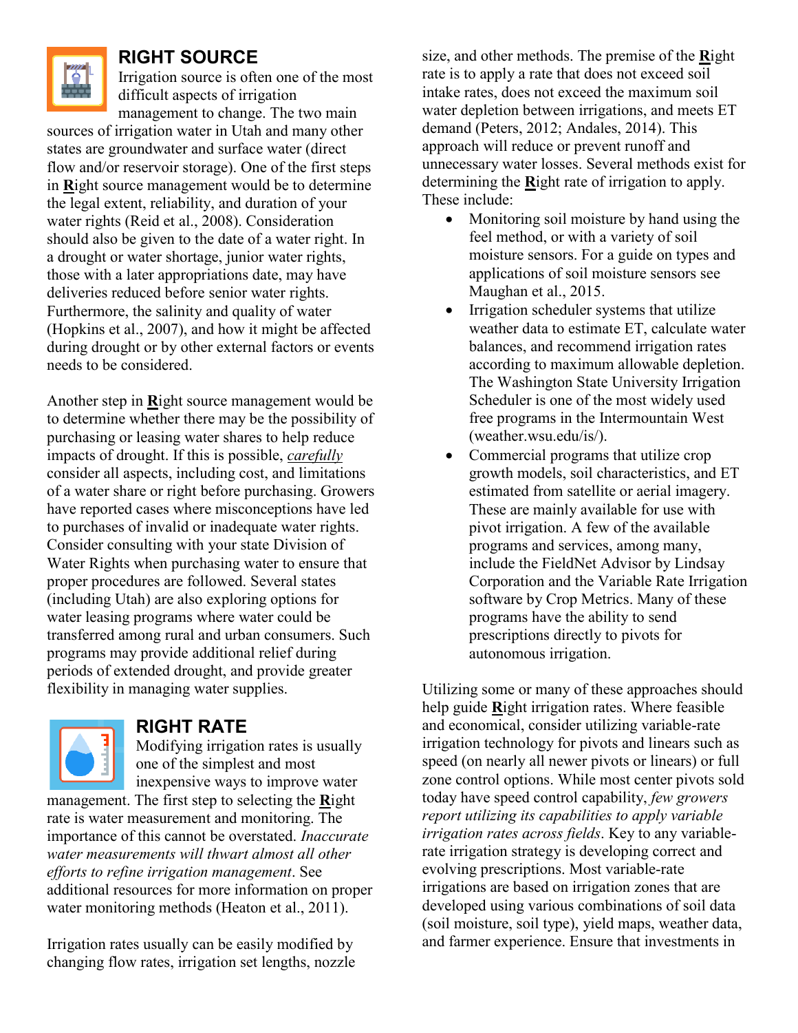## RIGHT SOURCE

Irrigation source is often one of the most difficult aspects of irrigation management to change. The two main sources of irrigation water in Utah and many other states are groundwater and surface water (direct flow and/or reservoir storage). One of the first steps in **R**ight source management would be to determine the legal extent, reliability, and duration of your water rights (Reid et al., 2008). Consideration should also be given to the date of a water right. In a drought or water shortage, junior water rights, those with a later appropriations date, may have deliveries reduced before senior water rights. Furthermore, the salinity and quality of water (Hopkins et al., 2007), and how it might be affected during drought or by other external factors or events needs to be considered.

Another step in **R**ight source management would be to determine whether there may be the possibility of purchasing or leasing water shares to help reduce impacts of drought. If this is possible, *carefully* consider all aspects, including cost, and limitations of a water share or right before purchasing. Growers have reported cases where misconceptions have led to purchases of invalid or inadequate water rights. Consider consulting with your state Division of Water Rights when purchasing water to ensure that proper procedures are followed. Several states (including Utah) are also exploring options for water leasing programs where water could be transferred among rural and urban consumers. Such programs may provide additional relief during periods of extended drought, and provide greater flexibility in managing water supplies.

## RIGHT RATE

Modifying irrigation rates is usually one of the simplest and most inexpensive ways to improve water management. The first step to selecting the **R**ight rate is water measurement and monitoring. The importance of this cannot be overstated. *Inaccurate water measurements will thwart almost all other efforts to refine irrigation management*. See additional resources for more information on proper water monitoring methods (Heaton et al., 2011).

Irrigation rates usually can be easily modified by changing flow rates, irrigation set lengths, nozzle size, and other methods. The premise of the **R**ight rate is to apply a rate that does not exceed soil intake rates, does not exceed the maximum soil water depletion between irrigations, and meets ET demand (Peters, 2012; Andales, 2014). This approach will reduce or prevent runoff and unnecessary water losses. Several methods exist for determining the **R**ight rate of irrigation to apply. These include:

- Monitoring soil moisture by hand using the feel method, or with a variety of soil moisture sensors. For a guide on types and applications of soil moisture sensors see Maughan et al., 2015.
- Irrigation scheduler systems that utilize weather data to estimate ET, calculate water balances, and recommend irrigation rates according to maximum allowable depletion. The Washington State University Irrigation Scheduler is one of the most widely used free programs in the Intermountain West (weather.wsu.edu/is/).
- Commercial programs that utilize crop growth models, soil characteristics, and ET estimated from satellite or aerial imagery. These are mainly available for use with pivot irrigation. A few of the available programs and services, among many, include the FieldNet Advisor by Lindsay Corporation and the Variable Rate Irrigation software by Crop Metrics. Many of these programs have the ability to send prescriptions directly to pivots for autonomous irrigation.

Utilizing some or many of these approaches should help guide **R**ight irrigation rates. Where feasible and economical, consider utilizing variable-rate irrigation technology for pivots and linears such as speed (on nearly all newer pivots or linears) or full zone control options. While most center pivots sold today have speed control capability, *few growers report utilizing its capabilities to apply variable irrigation rates across fields*. Key to any variable-rate irrigation strategy is developing correct and evolving prescriptions. Most variable-rate irrigations are based on irrigation zones that are developed using various combinations of soil data (soil moisture, soil type), yield maps, weather data, and farmer experience. Ensure that investments in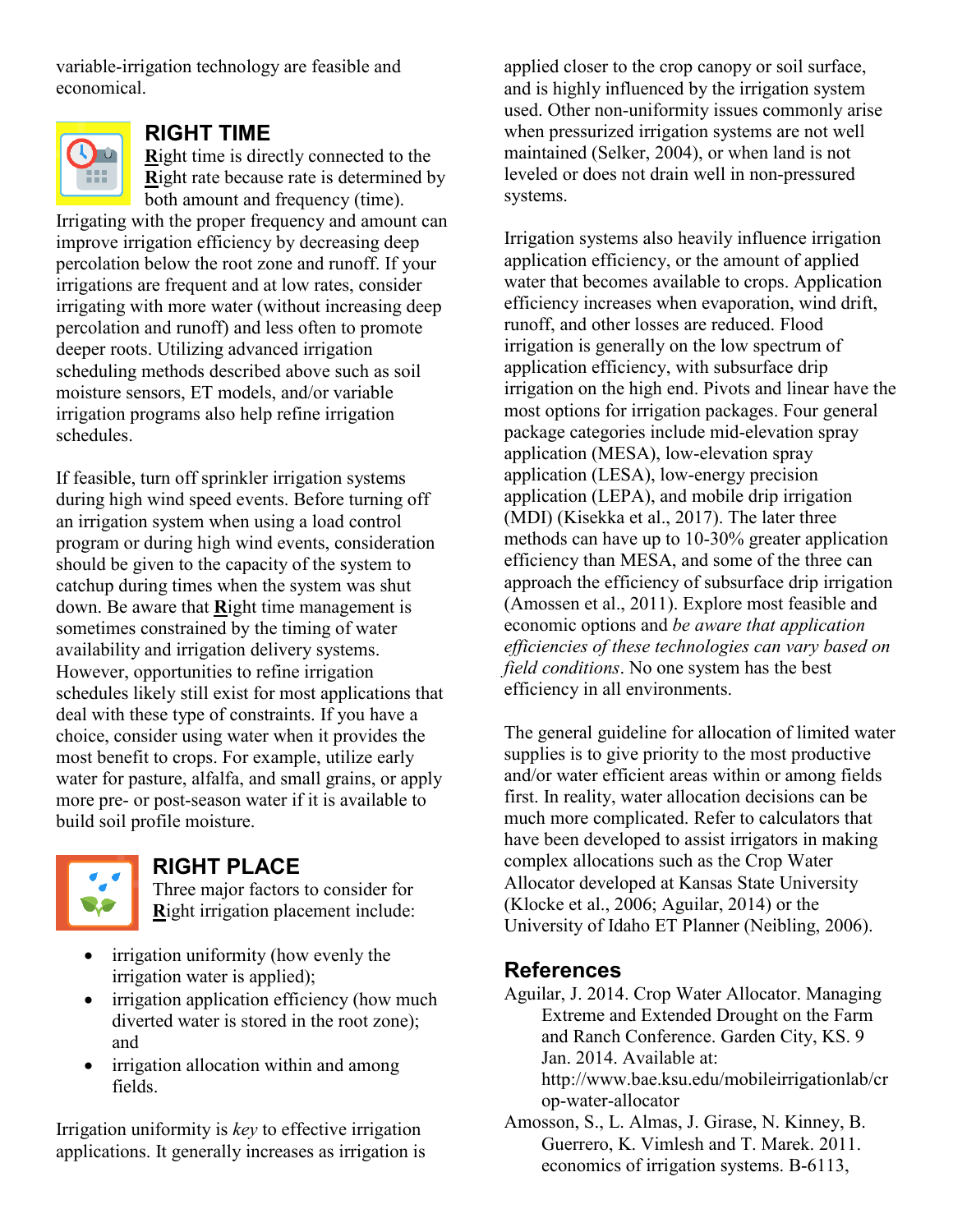variable-irrigation technology are feasible and economical.

## RIGHT TIME

**R**ight time is directly connected to the **R**ight rate because rate is determined by both amount and frequency (time). Irrigating with the proper frequency and amount can improve irrigation efficiency by decreasing deep percolation below the root zone and runoff. If your irrigations are frequent and at low rates, consider irrigating with more water (without increasing deep percolation and runoff) and less often to promote deeper roots. Utilizing advanced irrigation scheduling methods described above such as soil moisture sensors, ET models, and/or variable irrigation programs also help refine irrigation schedules.

If feasible, turn off sprinkler irrigation systems during high wind speed events. Before turning off an irrigation system when using a load control program or during high wind events, consideration should be given to the capacity of the system to catchup during times when the system was shut down. Be aware that **R**ight time management is sometimes constrained by the timing of water availability and irrigation delivery systems. However, opportunities to refine irrigation schedules likely still exist for most applications that deal with these type of constraints. If you have a choice, consider using water when it provides the most benefit to crops. For example, utilize early water for pasture, alfalfa, and small grains, or apply more pre- or post-season water if it is available to build soil profile moisture.

## RIGHT PLACE

Three major factors to consider for **R**ight irrigation placement include:

- irrigation uniformity (how evenly the irrigation water is applied);
- irrigation application efficiency (how much diverted water is stored in the root zone); and
- irrigation allocation within and among fields.

Irrigation uniformity is *key* to effective irrigation applications. It generally increases as irrigation is applied closer to the crop canopy or soil surface, and is highly influenced by the irrigation system used. Other non-uniformity issues commonly arise when pressurized irrigation systems are not well maintained (Selker, 2004), or when land is not leveled or does not drain well in non-pressured systems.

Irrigation systems also heavily influence irrigation application efficiency, or the amount of applied water that becomes available to crops. Application efficiency increases when evaporation, wind drift, runoff, and other losses are reduced. Flood irrigation is generally on the low spectrum of application efficiency, with subsurface drip irrigation on the high end. Pivots and linear have the most options for irrigation packages. Four general package categories include mid-elevation spray application (MESA), low-elevation spray application (LESA), low-energy precision application (LEPA), and mobile drip irrigation (MDI) (Kisekka et al., 2017). The later three methods can have up to 10-30% greater application efficiency than MESA, and some of the three can approach the efficiency of subsurface drip irrigation (Amossen et al., 2011). Explore most feasible and economic options and *be aware that application efficiencies of these technologies can vary based on field conditions*. No one system has the best efficiency in all environments.

The general guideline for allocation of limited water supplies is to give priority to the most productive and/or water efficient areas within or among fields first. In reality, water allocation decisions can be much more complicated. Refer to calculators that have been developed to assist irrigators in making complex allocations such as the Crop Water Allocator developed at Kansas State University (Klocke et al., 2006; Aguilar, 2014) or the University of Idaho ET Planner (Neibling, 2006).

## References

Aguilar, J. 2014. Crop Water Allocator. Managing Extreme and Extended Drought on the Farm and Ranch Conference. Garden City, KS. 9 Jan. 2014. Available at: http://www.bae.ksu.edu/mobileirrigationlab/crop-water-allocator

Amosson, S., L. Almas, J. Girase, N. Kinney, B. Guerrero, K. Vimlesh and T. Marek. 2011. economics of irrigation systems. B-6113,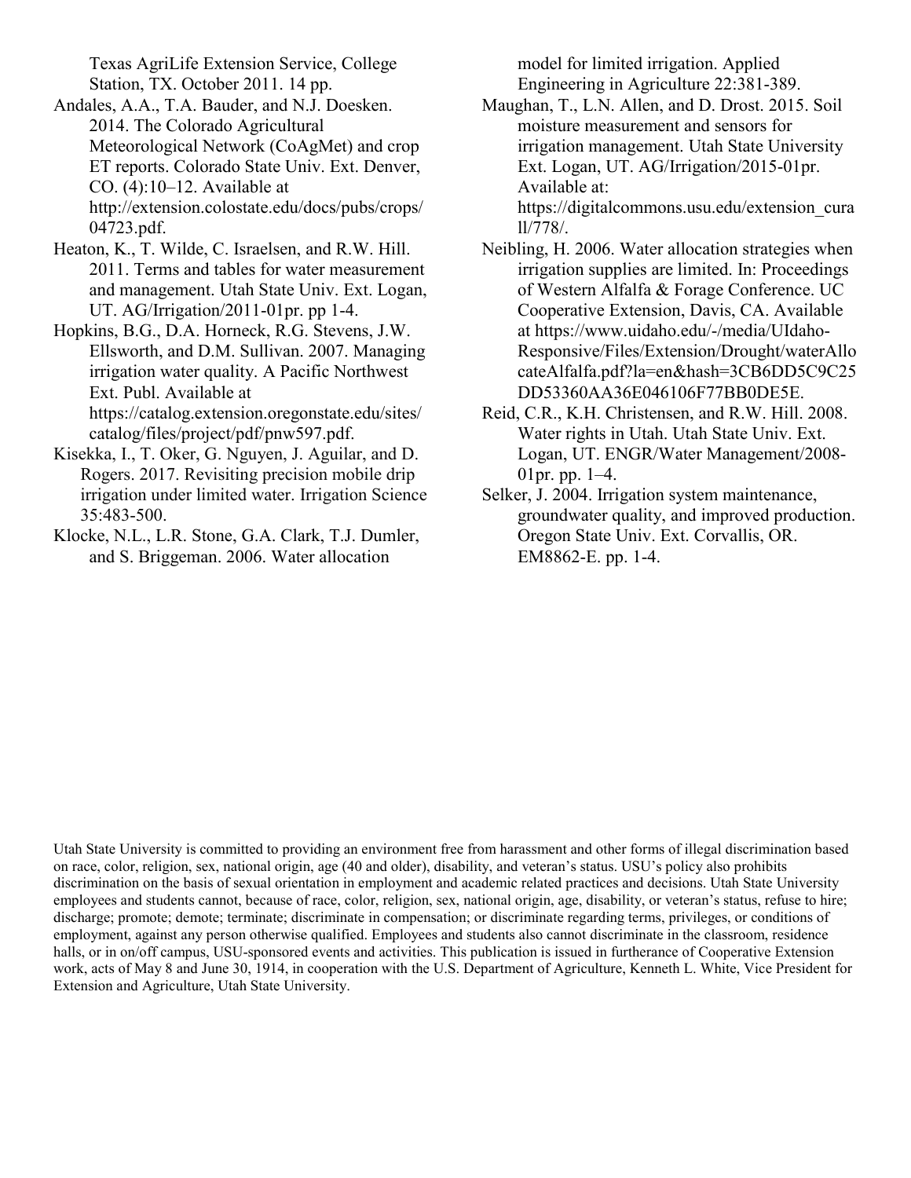Texas AgriLife Extension Service, College Station, TX. October 2011. 14 pp.

Andales, A.A., T.A. Bauder, and N.J. Doesken. 2014. The Colorado Agricultural Meteorological Network (CoAgMet) and crop ET reports. Colorado State Univ. Ext. Denver, CO. (4):10–12. Available at http://extension.colostate.edu/docs/pubs/crops/04723.pdf.

Heaton, K., T. Wilde, C. Israelsen, and R.W. Hill. 2011. Terms and tables for water measurement and management. Utah State Univ. Ext. Logan, UT. AG/Irrigation/2011-01pr. pp 1-4.

Hopkins, B.G., D.A. Horneck, R.G. Stevens, J.W. Ellsworth, and D.M. Sullivan. 2007. Managing irrigation water quality. A Pacific Northwest Ext. Publ. Available at https://catalog.extension.oregonstate.edu/sites/catalog/files/project/pdf/pnw597.pdf.

Kisekka, I., T. Oker, G. Nguyen, J. Aguilar, and D. Rogers. 2017. Revisiting precision mobile drip irrigation under limited water. Irrigation Science 35:483-500.

Klocke, N.L., L.R. Stone, G.A. Clark, T.J. Dumler, and S. Briggeman. 2006. Water allocation model for limited irrigation. Applied Engineering in Agriculture 22:381-389.

Maughan, T., L.N. Allen, and D. Drost. 2015. Soil moisture measurement and sensors for irrigation management. Utah State University Ext. Logan, UT. AG/Irrigation/2015-01pr. Available at: https://digitalcommons.usu.edu/extension_curall/778/.

Neibling, H. 2006. Water allocation strategies when irrigation supplies are limited. In: Proceedings of Western Alfalfa & Forage Conference. UC Cooperative Extension, Davis, CA. Available at https://www.uidaho.edu/-/media/UIdaho-Responsive/Files/Extension/Drought/waterAllocateAlfalfa.pdf?la=en&hash=3CB6DD5C9C25DD53360AA36E046106F77BB0DE5E.

Reid, C.R., K.H. Christensen, and R.W. Hill. 2008. Water rights in Utah. Utah State Univ. Ext. Logan, UT. ENGR/Water Management/2008-01pr. pp. 1–4.

Selker, J. 2004. Irrigation system maintenance, groundwater quality, and improved production. Oregon State Univ. Ext. Corvallis, OR. EM8862-E. pp. 1-4.

Utah State University is committed to providing an environment free from harassment and other forms of illegal discrimination based on race, color, religion, sex, national origin, age (40 and older), disability, and veteran's status. USU's policy also prohibits discrimination on the basis of sexual orientation in employment and academic related practices and decisions. Utah State University employees and students cannot, because of race, color, religion, sex, national origin, age, disability, or veteran's status, refuse to hire; discharge; promote; demote; terminate; discriminate in compensation; or discriminate regarding terms, privileges, or conditions of employment, against any person otherwise qualified. Employees and students also cannot discriminate in the classroom, residence halls, or in on/off campus, USU-sponsored events and activities. This publication is issued in furtherance of Cooperative Extension work, acts of May 8 and June 30, 1914, in cooperation with the U.S. Department of Agriculture, Kenneth L. White, Vice President for Extension and Agriculture, Utah State University.